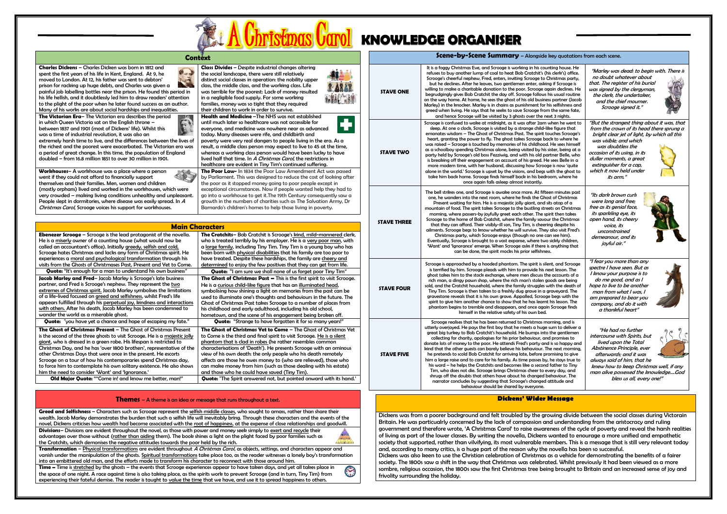# A Christmas Carol KNOWLEDGE ORGANISER

## Context

**Charles Dickens** – Charles Dicken was born in 1812 and spent the first years of his life in Kent, England. At 9, he moved to London. At 12, his father was sent to debtors' prison for racking up huge debts, and Charles was given a painful job labelling bottles near the prison. He found this period in his life hellish, and it doubtlessly led him to draw readers' attention to the plight of the poor when he later found success as an author. Many of his works are about social hardships and inequalities.

**The Victorian Era**– The Victorian era describes the period in which Queen Victoria sat on the English throne – between 1837 and 1901 (most of Dickens' life). Whilst this was a time of industrial revolution, it was also an extremely harsh time to live, and the differences between the lives of the richest and the poorest were exacerbated. The Victorian era was a period of great change. In this time, the population of England doubled – from 16.8 million 1851 to over 30 million in 1901.

**Workhouses**– A workhouse was a place where a person went if they could not afford to financially support themselves and their families. Men, women and children (mostly orphans) lived and worked in the workhouses, which were very crowded – making living conditions unhealthy and unpleasant. People slept in dormitories, where disease was easily spread. In *A Christmas Carol*, Scrooge voices his support for workhouses.

**Class Divides** – Despite industrial changes altering the social landscape, there were still relatively distinct social classes in operation: the nobility upper class, the middle class, and the working class. Life was terrible for the poorest: Lack of money resulted in a negligible food supply. For some working families, money was so tight that they required their children to work in order to survive.

**Health and Medicine** –The NHS was not established until much later so healthcare was not accessible for everyone, and medicine was nowhere near as advanced today. Many diseases were rife, and childbirth and poverty were very real dangers to people living in the era. As a result, a middle class person may expect to live to 45 at the time, whereas a working class person would have been lucky to have lived half that time. In *A Christmas Carol*, the restrictions in healthcare are evident in Tiny Tim's continued suffering.

**The Poor Law**- In 1834 the Poor Law Amendment Act was passed by Parliament. This was designed to reduce the cost of looking after the poor as it stopped money going to poor people except in exceptional circumstances. Now if people wanted help they had to go into a workhouse to get it.The 19th Century consequently saw a growth in the numbers of charities such as The Salvation Army, Dr Barnardo's children's homes to help those living in poverty.

## Main Characters

**Ebenezer Scrooge** – Scrooge is the lead protagonist of the novella. He is a miserly owner of a counting house (what would now be called an accountant's office). Initially greedy, selfish and cold, Scrooge hates Christmas and lacks any form of Christmas spirit. He experiences a moral and psychological transformation through his visits from the Ghosts of Christmases Past, Present and Yet to Come.

**Quote:** "It's enough for a man to understand his own business"

**Jacob Marley and Fred**– Jacob Marley is Scrooge's late business partner, and Fred is Scrooge's nephew. They represent the two extremes of Christmas spirit. Jacob Marley symbolises the limitations of a life-lived focused on greed and selfishness, whilst Fred's life appears fulfilled through his perpetual joy, kindness and interactions with others. After his death, Jacob Marley has been condemned to wander the world as a miserable ghost.

**Quote:** "you have yet a chance and hope of escaping my fate."

**The Ghost of Christmas Present** – The Ghost of Christmas Present is the second of the three ghosts to visit Scrooge. He is a majestic jolly giant, who is dressed in a green robe. His lifespan is restricted to Christmas Day, and he has 'over 1800 brothers', representative of the other Christmas Days that were once in the present. He escorts Scrooge on a tour of how his contemporaries spend Christmas day, to force him to contemplate his own solitary existence. He also shows him the need to consider 'Want' and 'Ignorance.'

**Old Major Quote:** ""Come in! and know me better, man!"

**The Cratchits**– Bob Cratchit is Scrooge's kind, mild-mannered clerk, who is treated terribly by his employer. He is a very poor man, with a large family, including Tiny Tim. Tiny Tim is a young boy who has been born with physical disabilities that his family are too poor to have treated. Despite these hardships, the family are cheery and determined to enjoy the few positives that they can get from life.

**Quote:** "I am sure we shall none of us forget poor Tiny Tim"

**The Ghost of Christmas Past –** This is the first spirit to visit Scrooge. He is a curious child-like figure that has an illuminated head, symbolising how shining a light on memories from the past can be used to illuminate one's thoughts and behaviours in the future. The Ghost of Christmas Past takes Scrooge to a number of places from his childhood and early adulthood, including his old school, hometown, and the scene of his engagement being broken off.

**Quote:** "Strange to have forgotten it for so many years!"

**The Ghost of Christmas Yet to Come** – The Ghost of Christmas Yet to Come is the third and final spirit to visit Scrooge. He is a silent phantom that is clad in robes (he rather resembles common characterisations of 'Death'). He presents Scrooge with an ominous view of his own death: the only people who his death remotely affects are those he owes money to (who are relieved), those who can make money from him (such as those dealing with his estate) and those who he could have saved (Tiny Tim).

**Quote:** "The Spirit answered not, but pointed onward with its hand.'

## Themes – A theme is an idea or message that runs throughout a text.

**Greed and Selfishness** – Characters such as Scrooge represent the selfish middle classes, who sought to amass, rather than share their wealth. Jacob Marley demonstrates the burden that such a selfish life will inevitably bring. Through these characters and the events of the novel, Dickens criticises how wealth had become associated with the root of happiness, at the expense of close relationships and goodwill.

**Divisions**– Divisions are evident throughout the novel, as those with power and money seek simply to exert and recycle their advantages over those without (rather than aiding them). The book shines a light on the plight faced by poor families such as the Cratchits, which demonises the negative attitudes towards the poor held by the rich.

**Transformation** – Physical transformations are evident throughout *A Christmas Carol*, as objects, settings, and characters appear and vanish under the manipulation of the ghosts. Spiritual transformations take place too, as the reader witnesses a lonely boy's transformation into an embittered old man, and the efforts made to transform his character to reconnect with those around him.

**Time –** Time is stretched by the ghosts – the events that Scrooge experiences appear to have taken days, and yet all takes place in the space of one night. A race against time is also taking place, as the spirits work to prevent Scrooge (and in turn, Tiny Tim) from experiencing their fateful demise. The reader is taught to value the time that we have, and use it to spread happiness to others.

## Scene-by-Scene Summary – Alongside key quotations from each scene.

| | Summary | Quotation |
|---|---|---|
| **STAVE ONE** | It is a foggy Christmas Eve, and Scrooge is working in his counting house. He refuses to buy another lump of coal to heat Bob Cratchit's (his clerk's) office. Scrooge's cheerful nephew, Fred, enters, inviting Scrooge to Christmas party, but he declines. After he leaves, two gentlemen enter, asking if Scrooge is willing to make a charitable donation to the poor. Scrooge again declines. He begrudgingly gives Bob Cratchit the day off. Scrooge follows his usual routine on the way home. At home, he sees the ghost of his old business partner (Jacob Marley) in the knocker. Marley is in chains as punishment for his selfishness and greed when living. He says that he seeks to save Scrooge from the same fate, and hence Scrooge will be visited by 3 ghosts over the next 3 nights. | *"Marley was dead: to begin with. There is no doubt whatever about that. The register of his burial was signed by the clergyman, the clerk, the undertaker, and the chief mourner. Scrooge signed it."* |
| **STAVE TWO** | Scrooge is confused to wake at midnight, as it was after 2am when he went to sleep. At one o clock, Scrooge is visited by a strange child-like figure that emanates wisdom – The Ghost of Christmas Past. The spirit touches Scrooge's heart, granting the power to fly. The ghost takes Scrooge back to where he was raised – Scrooge is touched by memories of his childhood. He sees himself as a schoolboy spending Christmas alone, being visited by his sister, being at a party held by Scrooge's old boss Fezziwig, and with his old partner Belle, who is breaking off their engagement on account of his greed. He sees Belle in a more modern time, with her husband, discussing how Scrooge is now 'quite alone in the world.' Scrooge is upset by the visions, and begs with the ghost to take him back home. Scrooge finds himself back in his bedroom, where he once again falls asleep almost instantly. | *"But the strangest thing about it was, that from the crown of its head there sprung a bright clear jet of light, by which all this was visible; and which was doubtless the occasion of its using, in its duller moments, a great extinguisher for a cap, which it now held under its arm."* |
| **STAVE THREE** | The bell strikes one, and Scrooge is awake once more. At fifteen minutes past one, he wanders into the next room, where he finds the Ghost of Christmas Present waiting for him. He is a majestic jolly giant, and sits atop of a mountain of food. The spirit takes Scrooge to the bustling streets on Christmas morning, where passers-by joyfully greet each other. The spirit then takes Scrooge to the home of Bob Cratchit, where the family savour the Christmas that they can afford. Their visibly-ill son, Tiny Tim, is cheering despite his ailments. Scrooge begs to know whether he will survive. They also visit Fred's Christmas party, which Scrooge enjoys (though no one can see him). Eventually, Scrooge is brought to a vast expanse, where two sickly children, 'Want' and 'Ignorance' emerge. When Scrooge asks if there is anything that can be done, the spirit mocks his prior selfishness. | *"Its dark brown curls were long and free; free as its genial face, its sparkling eye, its open hand, its cheery voice, its unconstrained demeanour, and its joyful air."* |
| **STAVE FOUR** | Scrooge is approached by a hooded phantom. The spirit is silent, and Scrooge is terrified by him. Scrooge pleads with him to provide his next lesson. The ghost takes him to the stock exchange, where men discuss the accounts of a rich man, a dingy pawn shop, where the rich man's stolen goods are being sold, and the Cratchit household, where the family struggles with the death of Tiny Tim. Scrooge is then taken to a freshly dug grave in a graveyard. The gravestone reveals that it is his own grave. Appalled, Scrooge begs with the spirit to give him another chance to show that he has learnt his lesson. The phantom begins to tremble and disappears, and once again Scrooge finds himself in the relative safety of his own bed. | *"I fear you more than any spectre I have seen. But as I know your purpose is to do me good, and as I hope to live to be another man from what I was, I am prepared to bear you company, and do it with a thankful heart"* |
| **STAVE FIVE** | Scrooge realises that he has been returned to Christmas morning, and is utterly overjoyed. He pays the first boy that he meets a huge sum to deliver a great big turkey to Bob Cratchit's household. He bumps into the gentlemen collecting for charity, apologises for his prior behaviour, and promises to donate lots of money to the poor. He attends Fred's party and is so happy and kind that the other guests can barely believe his behaviour. The next morning, he pretends to scold Bob Cratchit for arriving late, before promising to give him a large raise and to care for his family. As time passes by, he stays true to his word – he helps the Cratchits and becomes like a second father to Tiny Tim, who does not die. Scrooge brings Christmas cheer to every day, and shrugs off the doubts that others have about his changed behaviour. The narrator concludes by suggesting that Scrooge's changed attitude and behaviour should be shared by everyone. | *"He had no further intercourse with Spirits, but lived upon the Total Abstinence Principle, ever afterwards; and it was always said of him, that he knew how to keep Christmas well, if any man alive possessed the knowledge....God bless us all, every one!"* |

## Dickens' Wider Message

Dickens was from a poorer background and felt troubled by the growing divide between the social classes during Victorain Britain. He was particularly concerned by the lack of compassion and understanding from the aristocracy and ruling government and therefore wrote, 'A Christmas Carol' to raise awareness of the cycle of poverty and reveal the harsh realities of living as part of the lower classes. By writing the novella, Dickens wanted to enourage a more unified and empathetic society that supported, rather than vilifying, its most vulnerable members. This is a message that is still very relevant today and, according to many critics, is a huge part of the reason why the novella has been so successful.

Dickens was also keen to use the Christian celebration of Christmas as a vehicle for demonstrating the benefits of a fairer society. The 1800s saw a shift in the way that Christmas was celebrated. Whilst previously it had been viewed as a more sombre, religious occasion, the 1800s saw the first Christmas tree being brought to Britain and an increased sense of joy and frivolity surrounding the holiday.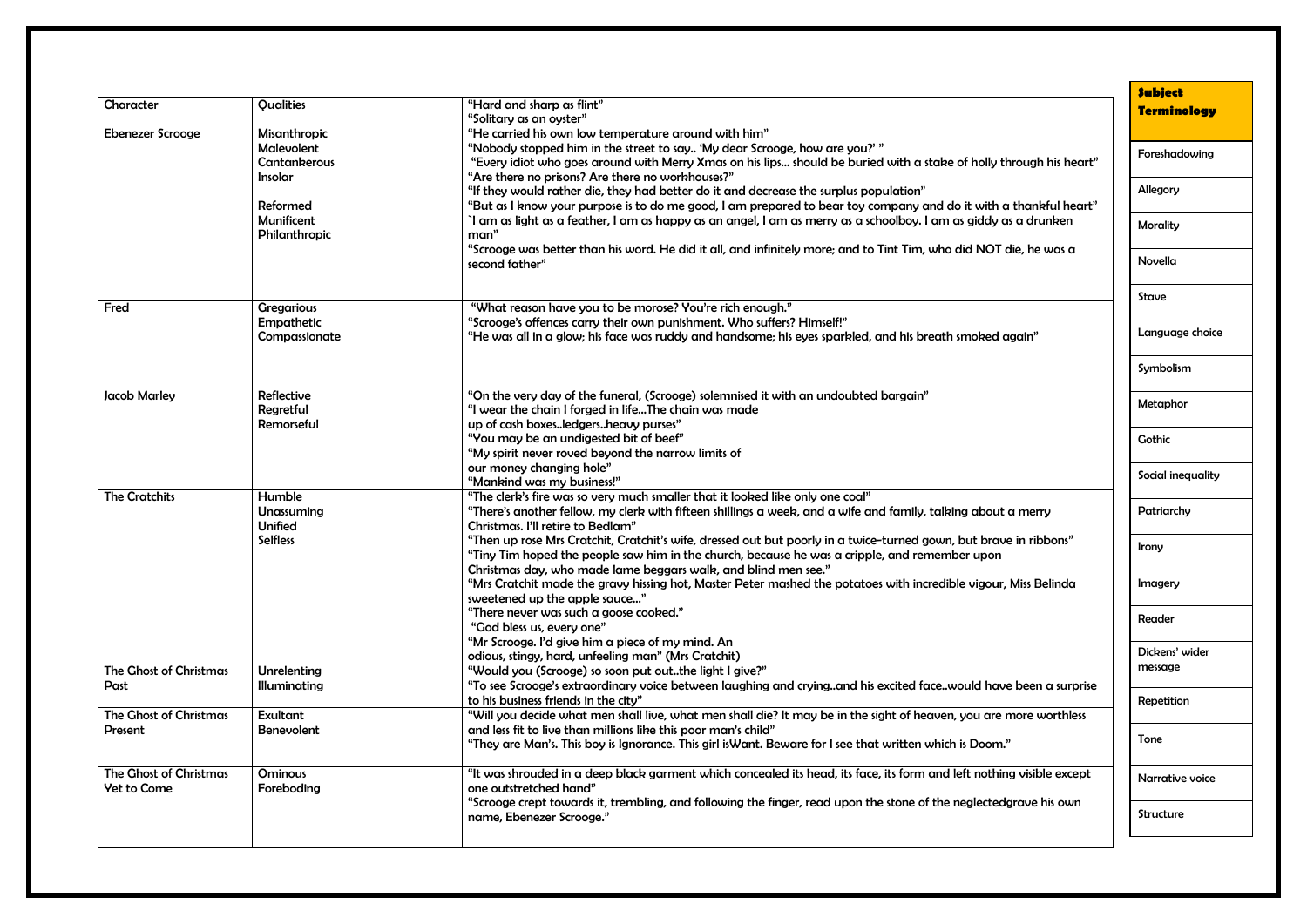| Character | Qualities | |
|---|---|---|
| Ebenezer Scrooge | Misanthropic<br>Malevolent<br>Cantankerous<br>Insolar<br><br>Reformed<br>Munificent<br>Philanthropic | "Hard and sharp as flint"<br>"Solitary as an oyster"<br>"He carried his own low temperature around with him"<br>"Nobody stopped him in the street to say.. 'My dear Scrooge, how are you?' "<br>"Every idiot who goes around with Merry Xmas on his lips... should be buried with a stake of holly through his heart"<br>"Are there no prisons? Are there no workhouses?"<br>"If they would rather die, they had better do it and decrease the surplus population"<br>"But as I know your purpose is to do me good, I am prepared to bear toy company and do it with a thankful heart"<br>`I am as light as a feather, I am as happy as an angel, I am as merry as a schoolboy. I am as giddy as a drunken man"<br>"Scrooge was better than his word. He did it all, and infinitely more; and to Tint Tim, who did NOT die, he was a second father" |
| Fred | Gregarious<br>Empathetic<br>Compassionate | "What reason have you to be morose? You're rich enough."<br>"Scrooge's offences carry their own punishment. Who suffers? Himself!"<br>"He was all in a glow; his face was ruddy and handsome; his eyes sparkled, and his breath smoked again" |
| Jacob Marley | Reflective<br>Regretful<br>Remorseful | "On the very day of the funeral, (Scrooge) solemnised it with an undoubted bargain"<br>"I wear the chain I forged in life...The chain was made up of cash boxes..ledgers..heavy purses"<br>"You may be an undigested bit of beef"<br>"My spirit never roved beyond the narrow limits of our money changing hole"<br>"Mankind was my business!" |
| The Cratchits | Humble<br>Unassuming<br>Unified<br>Selfless | "The clerk's fire was so very much smaller that it looked like only one coal"<br>"There's another fellow, my clerk with fifteen shillings a week, and a wife and family, talking about a merry Christmas. I'll retire to Bedlam"<br>"Then up rose Mrs Cratchit, Cratchit's wife, dressed out but poorly in a twice-turned gown, but brave in ribbons"<br>"Tiny Tim hoped the people saw him in the church, because he was a cripple, and remember upon Christmas day, who made lame beggars walk, and blind men see."<br>"Mrs Cratchit made the gravy hissing hot, Master Peter mashed the potatoes with incredible vigour, Miss Belinda sweetened up the apple sauce..."<br>"There never was such a goose cooked."<br>"God bless us, every one"<br>"Mr Scrooge. I'd give him a piece of my mind. An odious, stingy, hard, unfeeling man" (Mrs Cratchit) |
| The Ghost of Christmas Past | Unrelenting<br>Illuminating | "Would you (Scrooge) so soon put out..the light I give?"<br>"To see Scrooge's extraordinary voice between laughing and crying..and his excited face..would have been a surprise to his business friends in the city" |
| The Ghost of Christmas Present | Exultant<br>Benevolent | "Will you decide what men shall live, what men shall die? It may be in the sight of heaven, you are more worthless and less fit to live than millions like this poor man's child"<br>"They are Man's. This boy is Ignorance. This girl isWant. Beware for I see that written which is Doom." |
| The Ghost of Christmas Yet to Come | Ominous<br>Foreboding | "It was shrouded in a deep black garment which concealed its head, its face, its form and left nothing visible except one outstretched hand"<br>"Scrooge crept towards it, trembling, and following the finger, read upon the stone of the neglectedgrave his own name, Ebenezer Scrooge." |

| **Subject Terminology** |
|---|
| Foreshadowing |
| Allegory |
| Morality |
| Novella |
| Stave |
| Language choice |
| Symbolism |
| Metaphor |
| Gothic |
| Social inequality |
| Patriarchy |
| Irony |
| Imagery |
| Reader |
| Dickens' wider message |
| Repetition |
| Tone |
| Narrative voice |
| Structure |